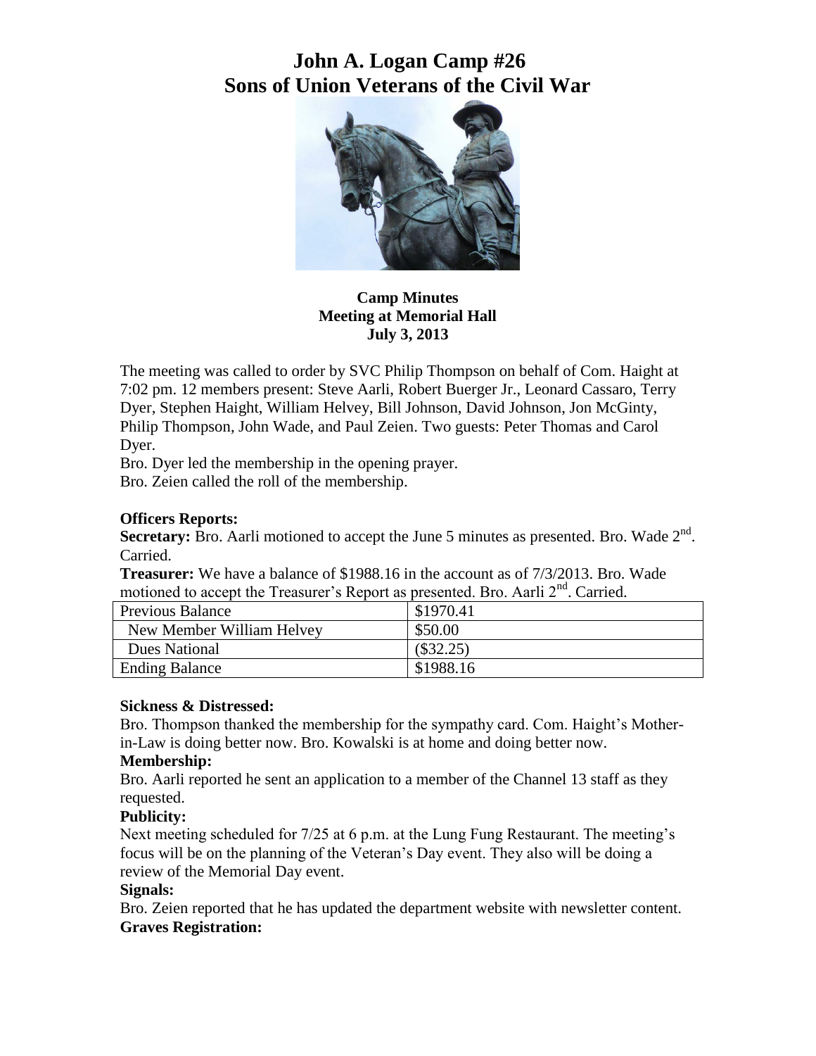# John A. Logan Camp #26
# Sons of Union Veterans of the Civil War

**Camp Minutes**
**Meeting at Memorial Hall**
**July 3, 2013**

The meeting was called to order by SVC Philip Thompson on behalf of Com. Haight at 7:02 pm. 12 members present: Steve Aarli, Robert Buerger Jr., Leonard Cassaro, Terry Dyer, Stephen Haight, William Helvey, Bill Johnson, David Johnson, Jon McGinty, Philip Thompson, John Wade, and Paul Zeien. Two guests: Peter Thomas and Carol Dyer.

Bro. Dyer led the membership in the opening prayer.

Bro. Zeien called the roll of the membership.

**Officers Reports:**

**Secretary:** Bro. Aarli motioned to accept the June 5 minutes as presented. Bro. Wade 2nd. Carried.

**Treasurer:** We have a balance of \$1988.16 in the account as of 7/3/2013. Bro. Wade motioned to accept the Treasurer's Report as presented. Bro. Aarli 2nd. Carried.

| Previous Balance | \$1970.41 |
|---|---|
| New Member William Helvey | \$50.00 |
| Dues National | (\$32.25) |
| Ending Balance | \$1988.16 |

**Sickness & Distressed:**

Bro. Thompson thanked the membership for the sympathy card. Com. Haight's Mother-in-Law is doing better now. Bro. Kowalski is at home and doing better now.

**Membership:**

Bro. Aarli reported he sent an application to a member of the Channel 13 staff as they requested.

**Publicity:**

Next meeting scheduled for 7/25 at 6 p.m. at the Lung Fung Restaurant. The meeting's focus will be on the planning of the Veteran's Day event. They also will be doing a review of the Memorial Day event.

**Signals:**

Bro. Zeien reported that he has updated the department website with newsletter content.

**Graves Registration:**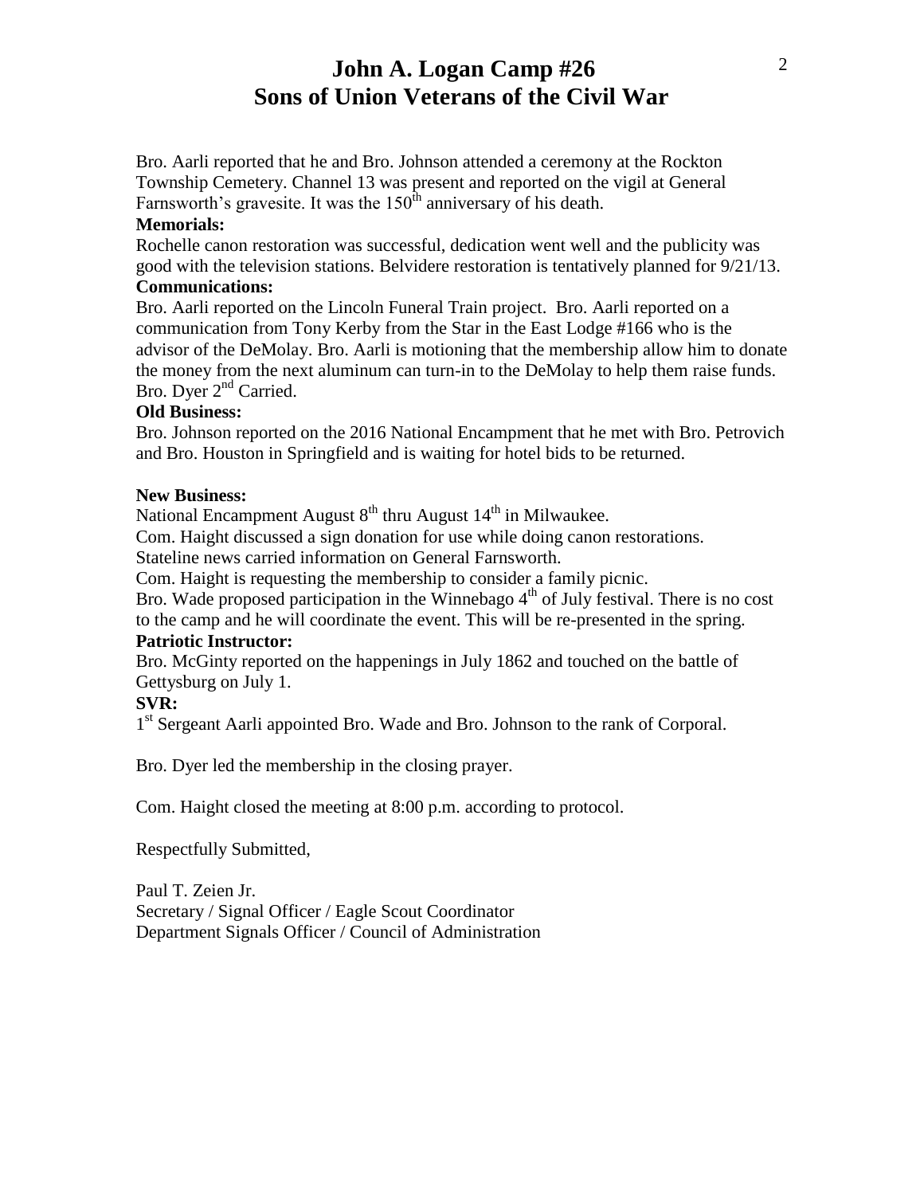# John A. Logan Camp #26
# Sons of Union Veterans of the Civil War

Bro. Aarli reported that he and Bro. Johnson attended a ceremony at the Rockton Township Cemetery. Channel 13 was present and reported on the vigil at General Farnsworth's gravesite. It was the 150th anniversary of his death.

**Memorials:**

Rochelle canon restoration was successful, dedication went well and the publicity was good with the television stations. Belvidere restoration is tentatively planned for 9/21/13.

**Communications:**

Bro. Aarli reported on the Lincoln Funeral Train project. Bro. Aarli reported on a communication from Tony Kerby from the Star in the East Lodge #166 who is the advisor of the DeMolay. Bro. Aarli is motioning that the membership allow him to donate the money from the next aluminum can turn-in to the DeMolay to help them raise funds. Bro. Dyer 2nd Carried.

**Old Business:**

Bro. Johnson reported on the 2016 National Encampment that he met with Bro. Petrovich and Bro. Houston in Springfield and is waiting for hotel bids to be returned.

**New Business:**

National Encampment August 8th thru August 14th in Milwaukee.

Com. Haight discussed a sign donation for use while doing canon restorations.

Stateline news carried information on General Farnsworth.

Com. Haight is requesting the membership to consider a family picnic.

Bro. Wade proposed participation in the Winnebago 4th of July festival. There is no cost to the camp and he will coordinate the event. This will be re-presented in the spring.

**Patriotic Instructor:**

Bro. McGinty reported on the happenings in July 1862 and touched on the battle of Gettysburg on July 1.

**SVR:**

1st Sergeant Aarli appointed Bro. Wade and Bro. Johnson to the rank of Corporal.

Bro. Dyer led the membership in the closing prayer.

Com. Haight closed the meeting at 8:00 p.m. according to protocol.

Respectfully Submitted,

Paul T. Zeien Jr.
Secretary / Signal Officer / Eagle Scout Coordinator
Department Signals Officer / Council of Administration